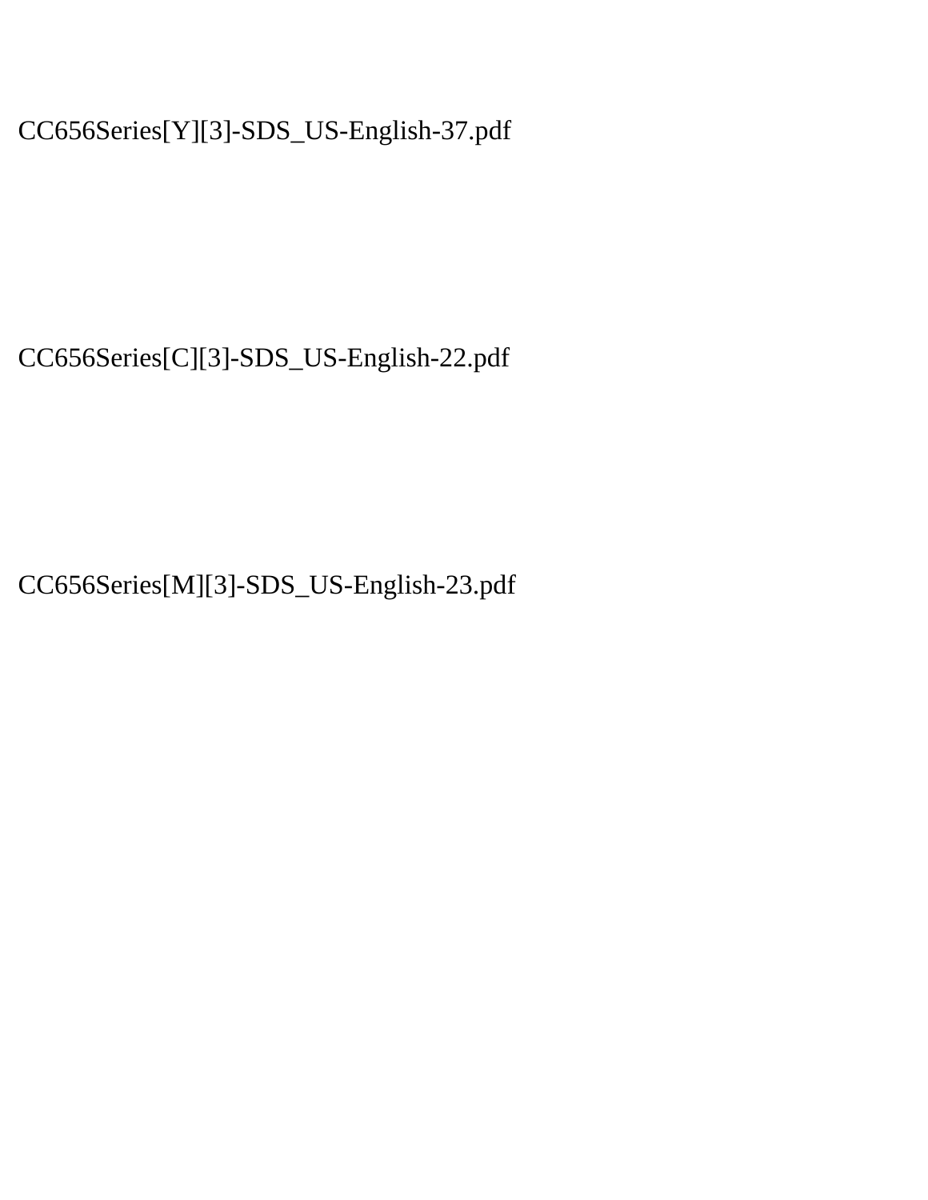CC656Series[Y][3]-SDS_US-English-37.pdf

CC656Series[C][3]-SDS_US-English-22.pdf

CC656Series[M][3]-SDS_US-English-23.pdf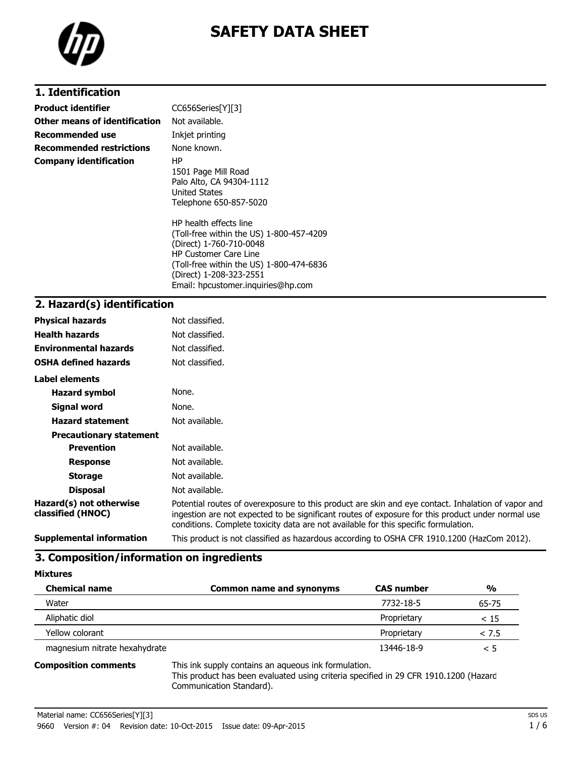# SAFETY DATA SHEET

## 1. Identification

| | |
|---|---|
| **Product identifier** | CC656Series[Y][3] |
| **Other means of identification** | Not available. |
| **Recommended use** | Inkjet printing |
| **Recommended restrictions** | None known. |
| **Company identification** | HP<br>1501 Page Mill Road<br>Palo Alto, CA 94304-1112<br>United States<br>Telephone 650-857-5020<br><br>HP health effects line<br>(Toll-free within the US) 1-800-457-4209<br>(Direct) 1-760-710-0048<br>HP Customer Care Line<br>(Toll-free within the US) 1-800-474-6836<br>(Direct) 1-208-323-2551<br>Email: hpcustomer.inquiries@hp.com |

## 2. Hazard(s) identification

| | |
|---|---|
| **Physical hazards** | Not classified. |
| **Health hazards** | Not classified. |
| **Environmental hazards** | Not classified. |
| **OSHA defined hazards** | Not classified. |

**Label elements**

| | |
|---|---|
| **Hazard symbol** | None. |
| **Signal word** | None. |
| **Hazard statement** | Not available. |

**Precautionary statement**

| | |
|---|---|
| **Prevention** | Not available. |
| **Response** | Not available. |
| **Storage** | Not available. |
| **Disposal** | Not available. |
| **Hazard(s) not otherwise classified (HNOC)** | Potential routes of overexposure to this product are skin and eye contact. Inhalation of vapor and ingestion are not expected to be significant routes of exposure for this product under normal use conditions. Complete toxicity data are not available for this specific formulation. |
| **Supplemental information** | This product is not classified as hazardous according to OSHA CFR 1910.1200 (HazCom 2012). |

## 3. Composition/information on ingredients

**Mixtures**

| Chemical name | Common name and synonyms | CAS number | % |
|---|---|---|---|
| Water | | 7732-18-5 | 65-75 |
| Aliphatic diol | | Proprietary | < 15 |
| Yellow colorant | | Proprietary | < 7.5 |
| magnesium nitrate hexahydrate | | 13446-18-9 | < 5 |

**Composition comments** This ink supply contains an aqueous ink formulation.
This product has been evaluated using criteria specified in 29 CFR 1910.1200 (Hazard Communication Standard).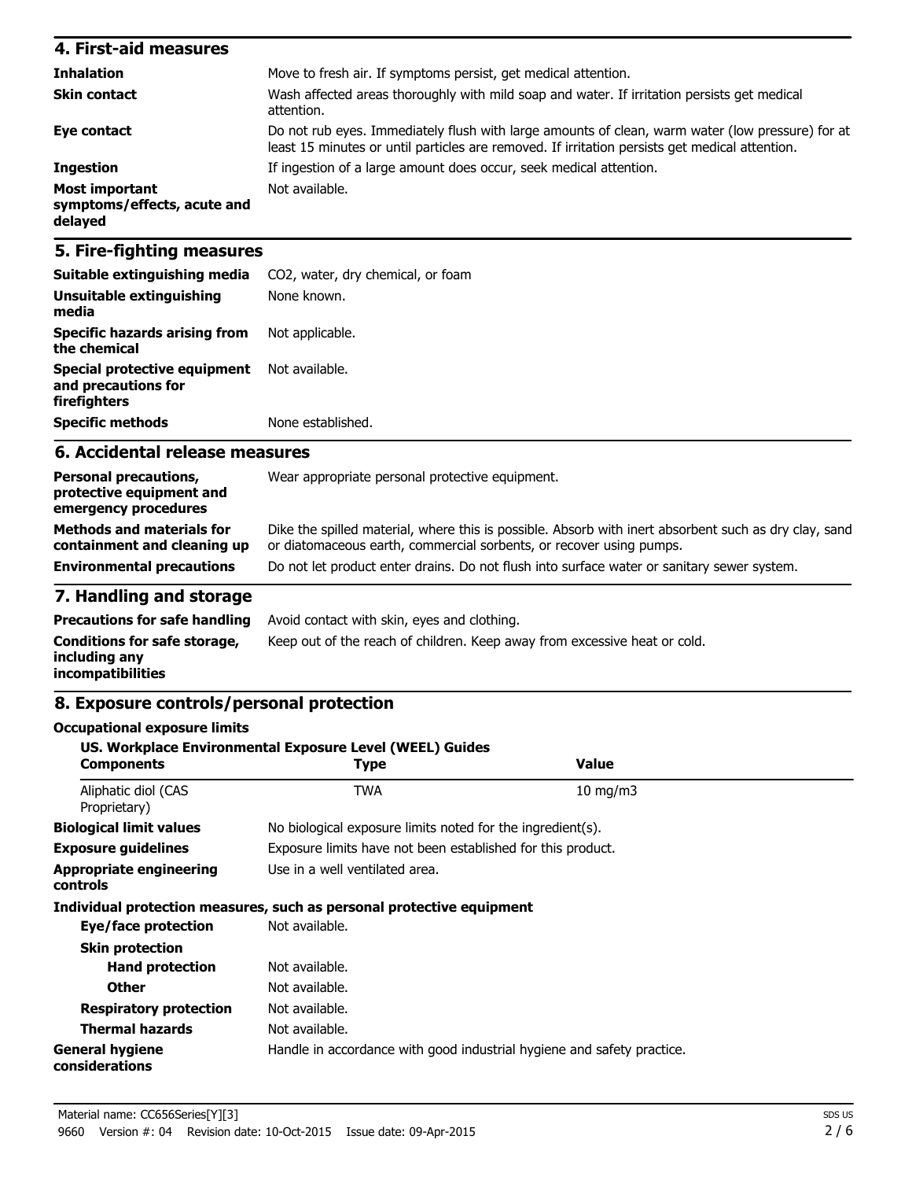## 4. First-aid measures

| | |
|---|---|
| **Inhalation** | Move to fresh air. If symptoms persist, get medical attention. |
| **Skin contact** | Wash affected areas thoroughly with mild soap and water. If irritation persists get medical attention. |
| **Eye contact** | Do not rub eyes. Immediately flush with large amounts of clean, warm water (low pressure) for at least 15 minutes or until particles are removed. If irritation persists get medical attention. |
| **Ingestion** | If ingestion of a large amount does occur, seek medical attention. |
| **Most important symptoms/effects, acute and delayed** | Not available. |

## 5. Fire-fighting measures

| | |
|---|---|
| **Suitable extinguishing media** | $CO_2$, water, dry chemical, or foam |
| **Unsuitable extinguishing media** | None known. |
| **Specific hazards arising from the chemical** | Not applicable. |
| **Special protective equipment and precautions for firefighters** | Not available. |
| **Specific methods** | None established. |

## 6. Accidental release measures

| | |
|---|---|
| **Personal precautions, protective equipment and emergency procedures** | Wear appropriate personal protective equipment. |
| **Methods and materials for containment and cleaning up** | Dike the spilled material, where this is possible. Absorb with inert absorbent such as dry clay, sand or diatomaceous earth, commercial sorbents, or recover using pumps. |
| **Environmental precautions** | Do not let product enter drains. Do not flush into surface water or sanitary sewer system. |

## 7. Handling and storage

| | |
|---|---|
| **Precautions for safe handling** | Avoid contact with skin, eyes and clothing. |
| **Conditions for safe storage, including any incompatibilities** | Keep out of the reach of children. Keep away from excessive heat or cold. |

## 8. Exposure controls/personal protection

**Occupational exposure limits**

**US. Workplace Environmental Exposure Level (WEEL) Guides**

| Components | Type | Value |
|---|---|---|
| Aliphatic diol (CAS Proprietary) | TWA | 10 mg/m3 |

| | |
|---|---|
| **Biological limit values** | No biological exposure limits noted for the ingredient(s). |
| **Exposure guidelines** | Exposure limits have not been established for this product. |
| **Appropriate engineering controls** | Use in a well ventilated area. |

**Individual protection measures, such as personal protective equipment**

| | |
|---|---|
| **Eye/face protection** | Not available. |
| **Skin protection** | |
| **Hand protection** | Not available. |
| **Other** | Not available. |
| **Respiratory protection** | Not available. |
| **Thermal hazards** | Not available. |
| **General hygiene considerations** | Handle in accordance with good industrial hygiene and safety practice. |

Material name: CC656Series[Y][3]

9660 Version #: 04 Revision date: 10-Oct-2015 Issue date: 09-Apr-2015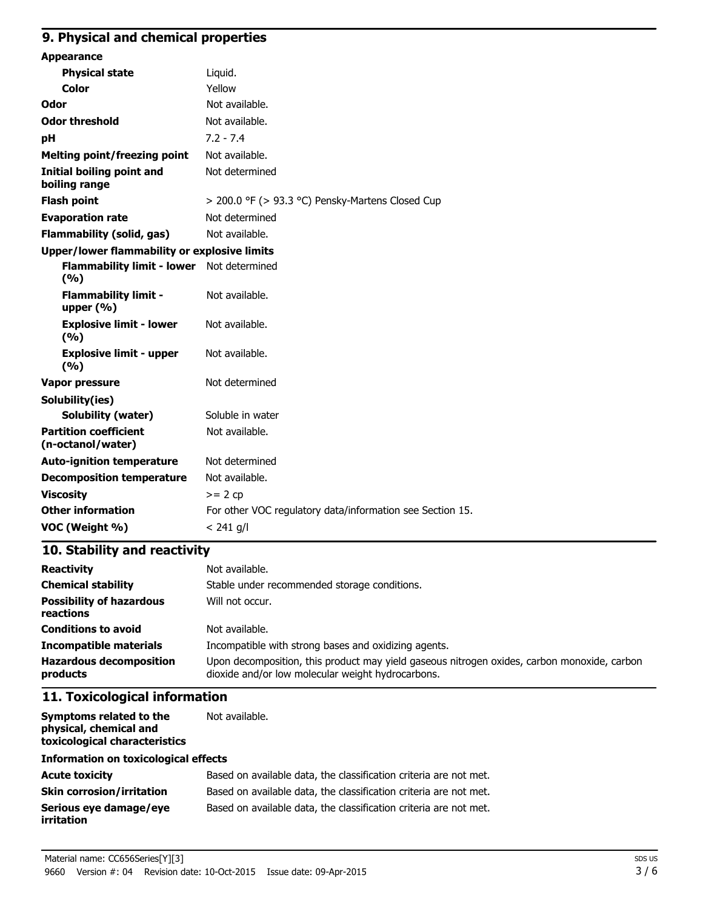## 9. Physical and chemical properties

| | |
|---|---|
| **Appearance** | |
| **Physical state** | Liquid. |
| **Color** | Yellow |
| **Odor** | Not available. |
| **Odor threshold** | Not available. |
| **pH** | 7.2 - 7.4 |
| **Melting point/freezing point** | Not available. |
| **Initial boiling point and boiling range** | Not determined |
| **Flash point** | > 200.0 °F (> 93.3 °C) Pensky-Martens Closed Cup |
| **Evaporation rate** | Not determined |
| **Flammability (solid, gas)** | Not available. |
| **Upper/lower flammability or explosive limits** | |
| **Flammability limit - lower (%)** | Not determined |
| **Flammability limit - upper (%)** | Not available. |
| **Explosive limit - lower (%)** | Not available. |
| **Explosive limit - upper (%)** | Not available. |
| **Vapor pressure** | Not determined |
| **Solubility(ies)** | |
| **Solubility (water)** | Soluble in water |
| **Partition coefficient (n-octanol/water)** | Not available. |
| **Auto-ignition temperature** | Not determined |
| **Decomposition temperature** | Not available. |
| **Viscosity** | >= 2 cp |
| **Other information** | For other VOC regulatory data/information see Section 15. |
| **VOC (Weight %)** | < 241 g/l |

## 10. Stability and reactivity

| | |
|---|---|
| **Reactivity** | Not available. |
| **Chemical stability** | Stable under recommended storage conditions. |
| **Possibility of hazardous reactions** | Will not occur. |
| **Conditions to avoid** | Not available. |
| **Incompatible materials** | Incompatible with strong bases and oxidizing agents. |
| **Hazardous decomposition products** | Upon decomposition, this product may yield gaseous nitrogen oxides, carbon monoxide, carbon dioxide and/or low molecular weight hydrocarbons. |

## 11. Toxicological information

| | |
|---|---|
| **Symptoms related to the physical, chemical and toxicological characteristics** | Not available. |
| **Information on toxicological effects** | |
| **Acute toxicity** | Based on available data, the classification criteria are not met. |
| **Skin corrosion/irritation** | Based on available data, the classification criteria are not met. |
| **Serious eye damage/eye irritation** | Based on available data, the classification criteria are not met. |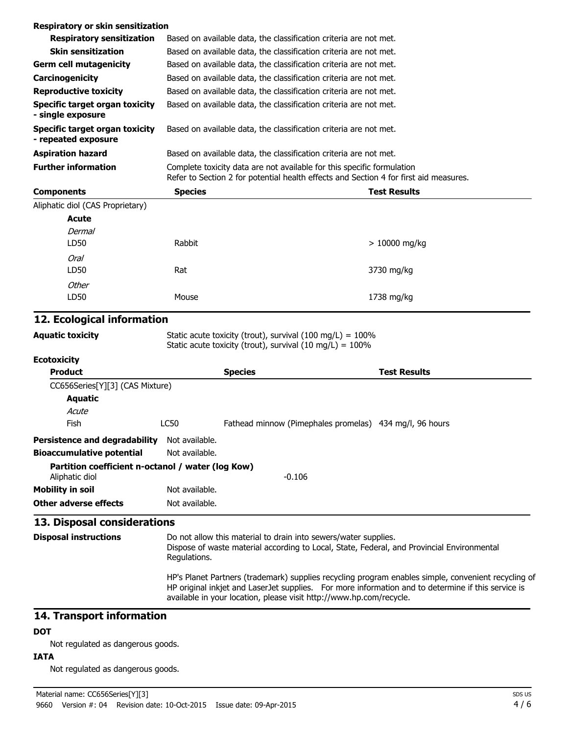**Respiratory or skin sensitization**

| | |
|---|---|
| **Respiratory sensitization** | Based on available data, the classification criteria are not met. |
| **Skin sensitization** | Based on available data, the classification criteria are not met. |
| **Germ cell mutagenicity** | Based on available data, the classification criteria are not met. |
| **Carcinogenicity** | Based on available data, the classification criteria are not met. |
| **Reproductive toxicity** | Based on available data, the classification criteria are not met. |
| **Specific target organ toxicity - single exposure** | Based on available data, the classification criteria are not met. |
| **Specific target organ toxicity - repeated exposure** | Based on available data, the classification criteria are not met. |
| **Aspiration hazard** | Based on available data, the classification criteria are not met. |
| **Further information** | Complete toxicity data are not available for this specific formulation<br>Refer to Section 2 for potential health effects and Section 4 for first aid measures. |

| Components | Species | Test Results |
|---|---|---|
| Aliphatic diol (CAS Proprietary) | | |
| **Acute** | | |
| *Dermal* | | |
| LD50 | Rabbit | > 10000 mg/kg |
| *Oral* | | |
| LD50 | Rat | 3730 mg/kg |
| *Other* | | |
| LD50 | Mouse | 1738 mg/kg |

## 12. Ecological information

**Aquatic toxicity** Static acute toxicity (trout), survival (100 mg/L) = 100%
Static acute toxicity (trout), survival (10 mg/L) = 100%

**Ecotoxicity**

| Product | | Species | Test Results |
|---|---|---|---|
| CC656Series[Y][3] (CAS Mixture) | | | |
| **Aquatic** | | | |
| *Acute* | | | |
| Fish | LC50 | Fathead minnow (Pimephales promelas) | 434 mg/l, 96 hours |

**Persistence and degradability** Not available.

**Bioaccumulative potential** Not available.

**Partition coefficient n-octanol / water (log Kow)**
Aliphatic diol -0.106

**Mobility in soil** Not available.

**Other adverse effects** Not available.

## 13. Disposal considerations

**Disposal instructions** Do not allow this material to drain into sewers/water supplies.
Dispose of waste material according to Local, State, Federal, and Provincial Environmental Regulations.

HP's Planet Partners (trademark) supplies recycling program enables simple, convenient recycling of HP original inkjet and LaserJet supplies. For more information and to determine if this service is available in your location, please visit http://www.hp.com/recycle.

## 14. Transport information

**DOT**

Not regulated as dangerous goods.

**IATA**

Not regulated as dangerous goods.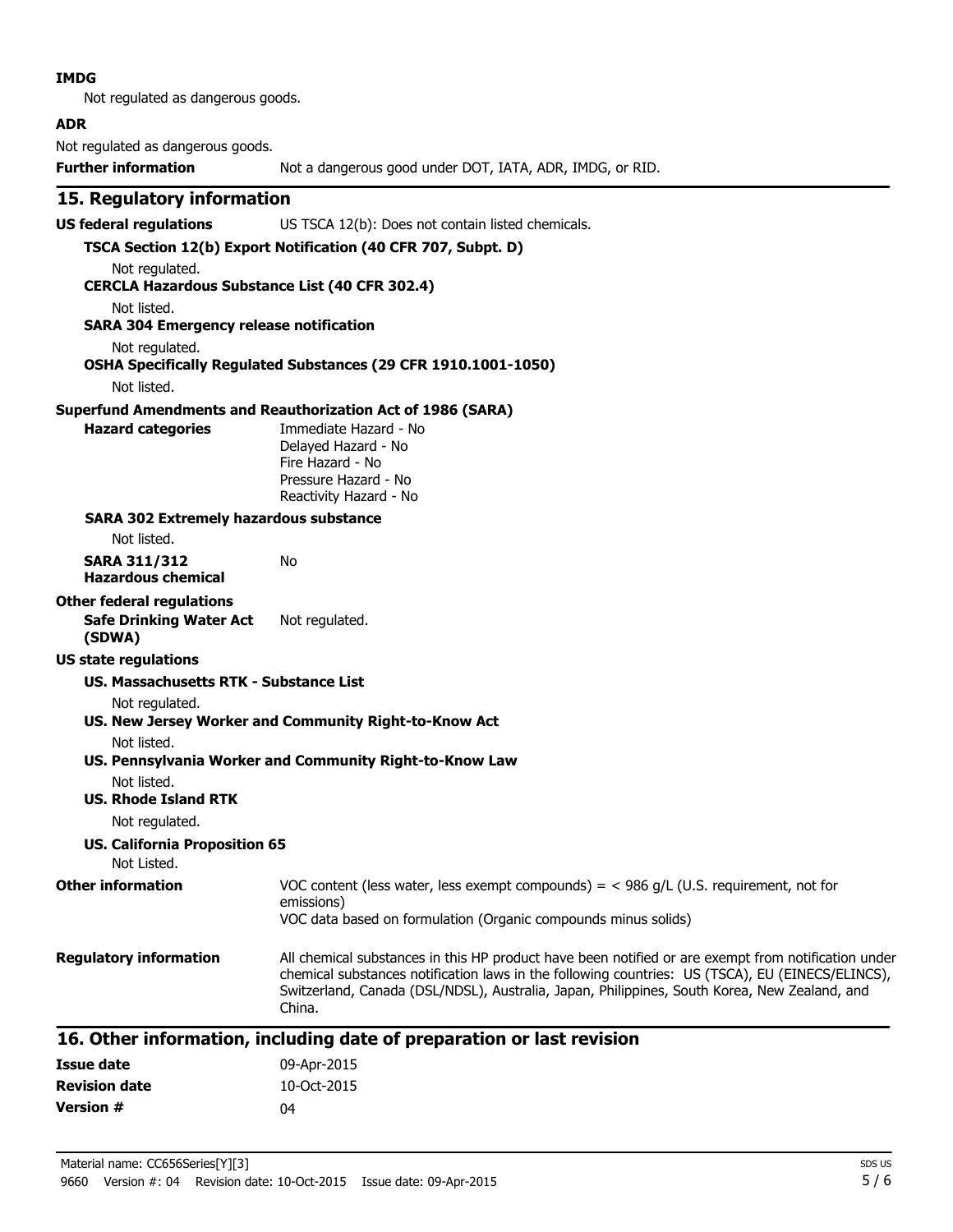**IMDG**

Not regulated as dangerous goods.

**ADR**

Not regulated as dangerous goods.

**Further information** Not a dangerous good under DOT, IATA, ADR, IMDG, or RID.

## 15. Regulatory information

**US federal regulations** US TSCA 12(b): Does not contain listed chemicals.

**TSCA Section 12(b) Export Notification (40 CFR 707, Subpt. D)**

Not regulated.

**CERCLA Hazardous Substance List (40 CFR 302.4)**

Not listed.

**SARA 304 Emergency release notification**

Not regulated.

**OSHA Specifically Regulated Substances (29 CFR 1910.1001-1050)**

Not listed.

**Superfund Amendments and Reauthorization Act of 1986 (SARA)**

**Hazard categories**
Immediate Hazard - No
Delayed Hazard - No
Fire Hazard - No
Pressure Hazard - No
Reactivity Hazard - No

**SARA 302 Extremely hazardous substance**

Not listed.

**SARA 311/312 Hazardous chemical** No

**Other federal regulations**

**Safe Drinking Water Act (SDWA)** Not regulated.

**US state regulations**

**US. Massachusetts RTK - Substance List**

Not regulated.

**US. New Jersey Worker and Community Right-to-Know Act**

Not listed.

**US. Pennsylvania Worker and Community Right-to-Know Law**

Not listed.

**US. Rhode Island RTK**

Not regulated.

**US. California Proposition 65**

Not Listed.

**Other information**
VOC content (less water, less exempt compounds) = < 986 g/L (U.S. requirement, not for emissions)
VOC data based on formulation (Organic compounds minus solids)

**Regulatory information** All chemical substances in this HP product have been notified or are exempt from notification under chemical substances notification laws in the following countries: US (TSCA), EU (EINECS/ELINCS), Switzerland, Canada (DSL/NDSL), Australia, Japan, Philippines, South Korea, New Zealand, and China.

## 16. Other information, including date of preparation or last revision

**Issue date** 09-Apr-2015

**Revision date** 10-Oct-2015

**Version #** 04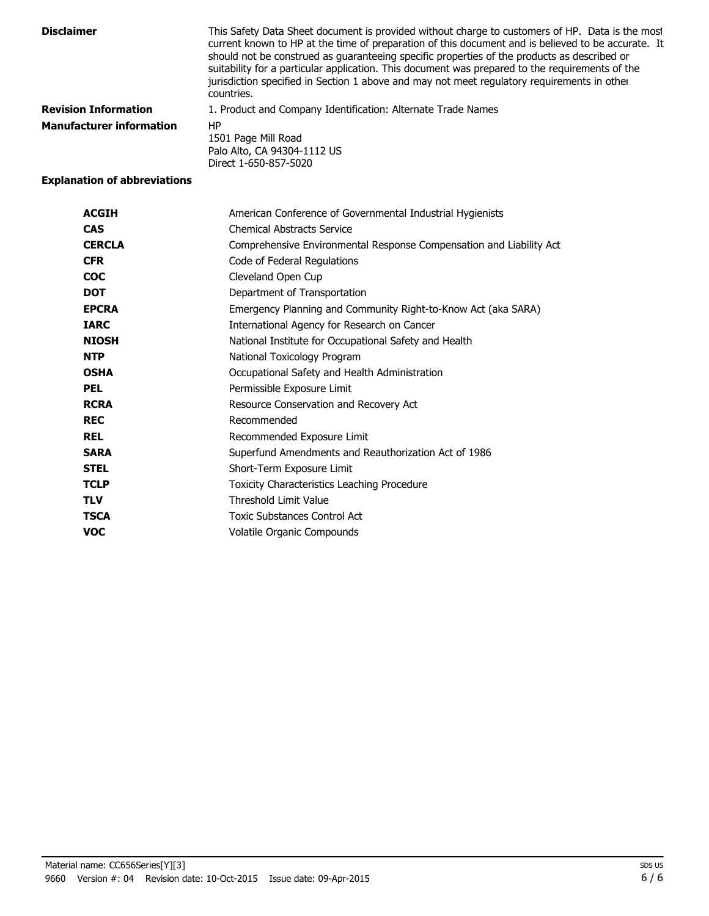**Disclaimer**

This Safety Data Sheet document is provided without charge to customers of HP. Data is the most current known to HP at the time of preparation of this document and is believed to be accurate. It should not be construed as guaranteeing specific properties of the products as described or suitability for a particular application. This document was prepared to the requirements of the jurisdiction specified in Section 1 above and may not meet regulatory requirements in other countries.

**Revision Information**

1. Product and Company Identification: Alternate Trade Names

**Manufacturer information**

HP
1501 Page Mill Road
Palo Alto, CA 94304-1112 US
Direct 1-650-857-5020

**Explanation of abbreviations**

| | |
|---|---|
| **ACGIH** | American Conference of Governmental Industrial Hygienists |
| **CAS** | Chemical Abstracts Service |
| **CERCLA** | Comprehensive Environmental Response Compensation and Liability Act |
| **CFR** | Code of Federal Regulations |
| **COC** | Cleveland Open Cup |
| **DOT** | Department of Transportation |
| **EPCRA** | Emergency Planning and Community Right-to-Know Act (aka SARA) |
| **IARC** | International Agency for Research on Cancer |
| **NIOSH** | National Institute for Occupational Safety and Health |
| **NTP** | National Toxicology Program |
| **OSHA** | Occupational Safety and Health Administration |
| **PEL** | Permissible Exposure Limit |
| **RCRA** | Resource Conservation and Recovery Act |
| **REC** | Recommended |
| **REL** | Recommended Exposure Limit |
| **SARA** | Superfund Amendments and Reauthorization Act of 1986 |
| **STEL** | Short-Term Exposure Limit |
| **TCLP** | Toxicity Characteristics Leaching Procedure |
| **TLV** | Threshold Limit Value |
| **TSCA** | Toxic Substances Control Act |
| **VOC** | Volatile Organic Compounds |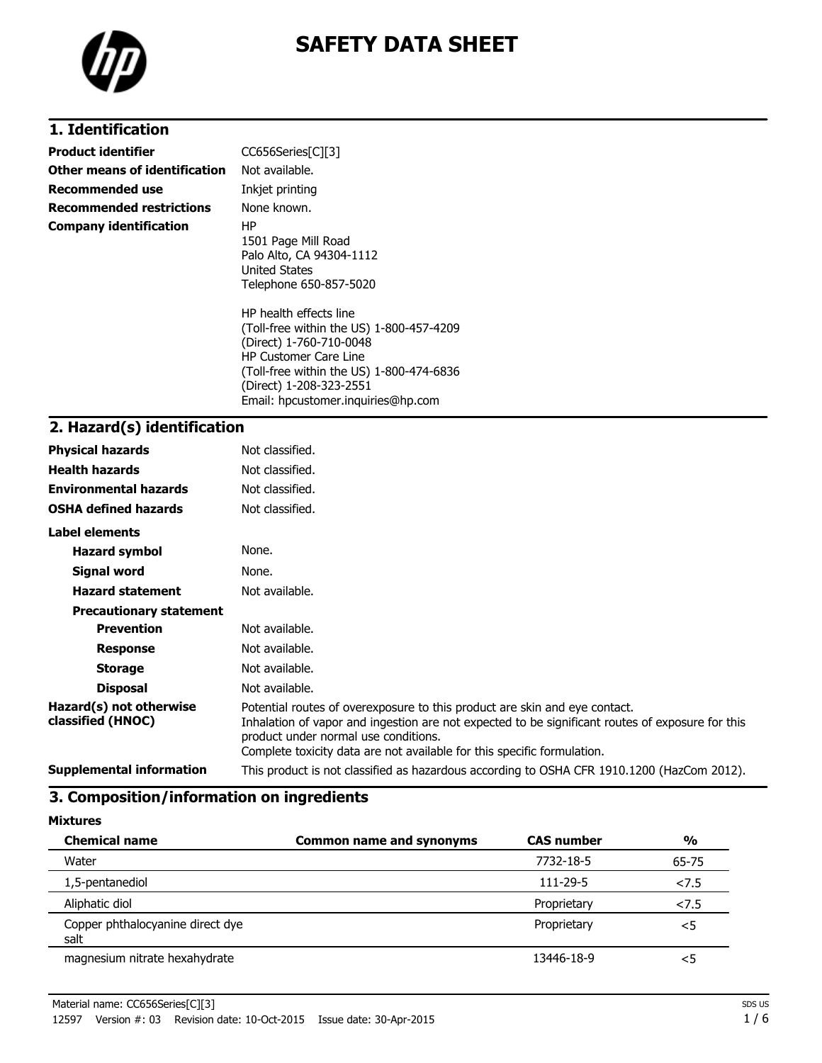# SAFETY DATA SHEET

## 1. Identification

**Product identifier** CC656Series[C][3]

**Other means of identification** Not available.

**Recommended use** Inkjet printing

**Recommended restrictions** None known.

**Company identification**
HP
1501 Page Mill Road
Palo Alto, CA 94304-1112
United States
Telephone 650-857-5020

HP health effects line
(Toll-free within the US) 1-800-457-4209
(Direct) 1-760-710-0048
HP Customer Care Line
(Toll-free within the US) 1-800-474-6836
(Direct) 1-208-323-2551
Email: hpcustomer.inquiries@hp.com

## 2. Hazard(s) identification

**Physical hazards** Not classified.

**Health hazards** Not classified.

**Environmental hazards** Not classified.

**OSHA defined hazards** Not classified.

**Label elements**

- **Hazard symbol** None.
- **Signal word** None.
- **Hazard statement** Not available.
- **Precautionary statement**
  - **Prevention** Not available.
  - **Response** Not available.
  - **Storage** Not available.
  - **Disposal** Not available.

**Hazard(s) not otherwise classified (HNOC)**
Potential routes of overexposure to this product are skin and eye contact.
Inhalation of vapor and ingestion are not expected to be significant routes of exposure for this product under normal use conditions.
Complete toxicity data are not available for this specific formulation.

**Supplemental information** This product is not classified as hazardous according to OSHA CFR 1910.1200 (HazCom 2012).

## 3. Composition/information on ingredients

**Mixtures**

| Chemical name | Common name and synonyms | CAS number | % |
|---|---|---|---|
| Water | | 7732-18-5 | 65-75 |
| 1,5-pentanediol | | 111-29-5 | <7.5 |
| Aliphatic diol | | Proprietary | <7.5 |
| Copper phthalocyanine direct dye salt | | Proprietary | <5 |
| magnesium nitrate hexahydrate | | 13446-18-9 | <5 |

Material name: CC656Series[C][3]
12597 Version #: 03 Revision date: 10-Oct-2015 Issue date: 30-Apr-2015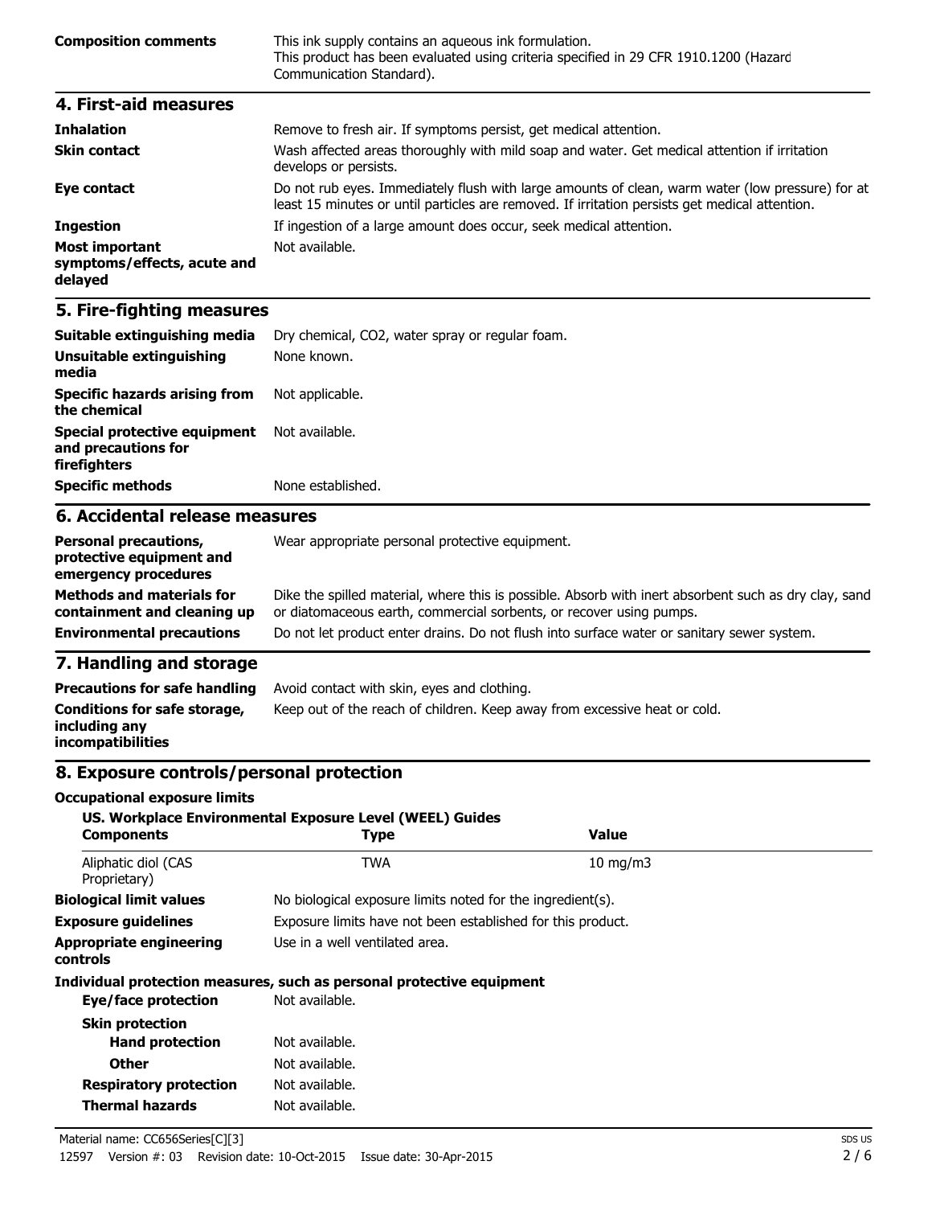| | |
|---|---|
| **Composition comments** | This ink supply contains an aqueous ink formulation. This product has been evaluated using criteria specified in 29 CFR 1910.1200 (Hazard Communication Standard). |

## 4. First-aid measures

| | |
|---|---|
| **Inhalation** | Remove to fresh air. If symptoms persist, get medical attention. |
| **Skin contact** | Wash affected areas thoroughly with mild soap and water. Get medical attention if irritation develops or persists. |
| **Eye contact** | Do not rub eyes. Immediately flush with large amounts of clean, warm water (low pressure) for at least 15 minutes or until particles are removed. If irritation persists get medical attention. |
| **Ingestion** | If ingestion of a large amount does occur, seek medical attention. |
| **Most important symptoms/effects, acute and delayed** | Not available. |

## 5. Fire-fighting measures

| | |
|---|---|
| **Suitable extinguishing media** | Dry chemical, CO2, water spray or regular foam. |
| **Unsuitable extinguishing media** | None known. |
| **Specific hazards arising from the chemical** | Not applicable. |
| **Special protective equipment and precautions for firefighters** | Not available. |
| **Specific methods** | None established. |

## 6. Accidental release measures

| | |
|---|---|
| **Personal precautions, protective equipment and emergency procedures** | Wear appropriate personal protective equipment. |
| **Methods and materials for containment and cleaning up** | Dike the spilled material, where this is possible. Absorb with inert absorbent such as dry clay, sand or diatomaceous earth, commercial sorbents, or recover using pumps. |
| **Environmental precautions** | Do not let product enter drains. Do not flush into surface water or sanitary sewer system. |

## 7. Handling and storage

| | |
|---|---|
| **Precautions for safe handling** | Avoid contact with skin, eyes and clothing. |
| **Conditions for safe storage, including any incompatibilities** | Keep out of the reach of children. Keep away from excessive heat or cold. |

## 8. Exposure controls/personal protection

**Occupational exposure limits**

**US. Workplace Environmental Exposure Level (WEEL) Guides**

| Components | Type | Value |
|---|---|---|
| Aliphatic diol (CAS Proprietary) | TWA | 10 mg/m3 |

| | |
|---|---|
| **Biological limit values** | No biological exposure limits noted for the ingredient(s). |
| **Exposure guidelines** | Exposure limits have not been established for this product. |
| **Appropriate engineering controls** | Use in a well ventilated area. |

**Individual protection measures, such as personal protective equipment**

| | |
|---|---|
| **Eye/face protection** | Not available. |
| **Skin protection** | |
| **Hand protection** | Not available. |
| **Other** | Not available. |
| **Respiratory protection** | Not available. |
| **Thermal hazards** | Not available. |

Material name: CC656Series[C][3]
12597 Version #: 03 Revision date: 10-Oct-2015 Issue date: 30-Apr-2015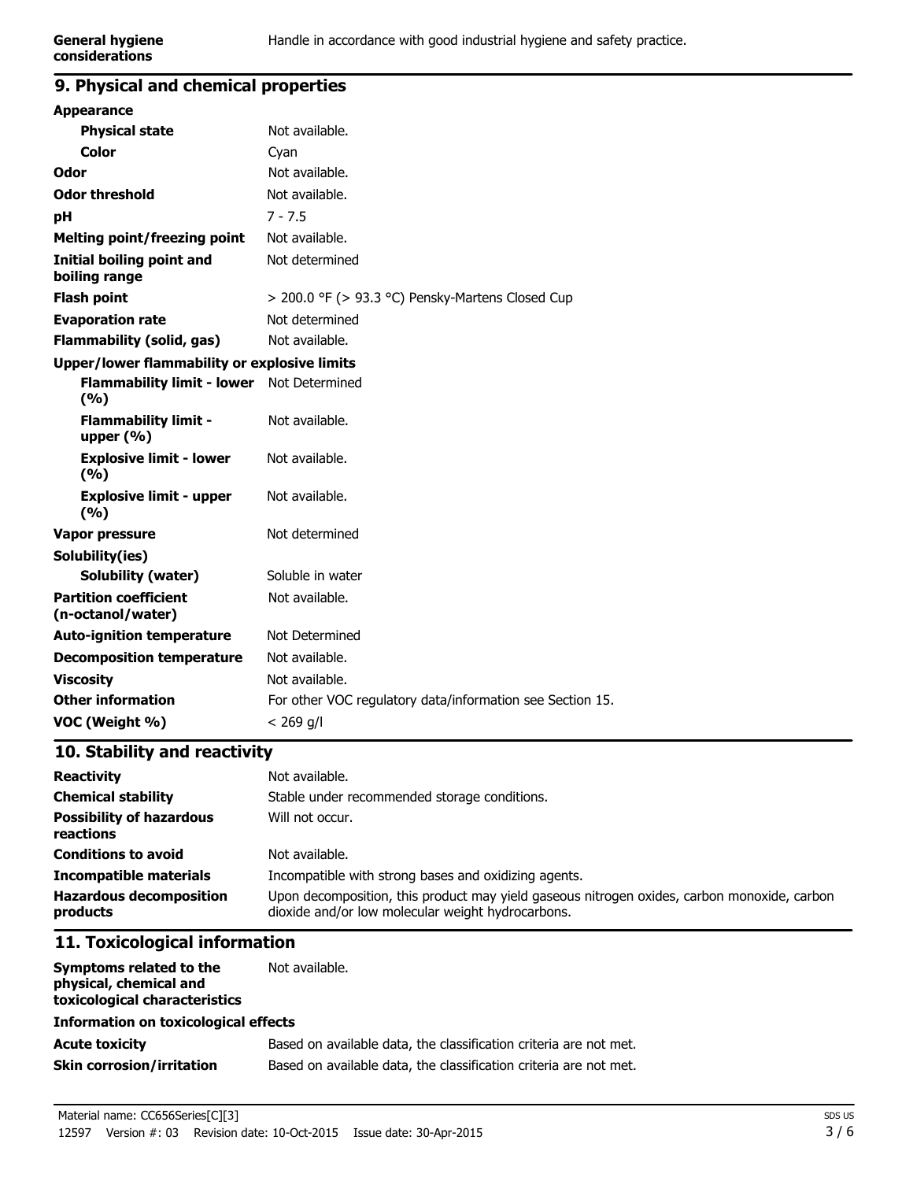| | |
|---|---|
| **General hygiene considerations** | Handle in accordance with good industrial hygiene and safety practice. |

## 9. Physical and chemical properties

| | |
|---|---|
| **Appearance** | |
| **Physical state** | Not available. |
| **Color** | Cyan |
| **Odor** | Not available. |
| **Odor threshold** | Not available. |
| **pH** | 7 - 7.5 |
| **Melting point/freezing point** | Not available. |
| **Initial boiling point and boiling range** | Not determined |
| **Flash point** | > 200.0 °F (> 93.3 °C) Pensky-Martens Closed Cup |
| **Evaporation rate** | Not determined |
| **Flammability (solid, gas)** | Not available. |
| **Upper/lower flammability or explosive limits** | |
| **Flammability limit - lower (%)** | Not Determined |
| **Flammability limit - upper (%)** | Not available. |
| **Explosive limit - lower (%)** | Not available. |
| **Explosive limit - upper (%)** | Not available. |
| **Vapor pressure** | Not determined |
| **Solubility(ies)** | |
| **Solubility (water)** | Soluble in water |
| **Partition coefficient (n-octanol/water)** | Not available. |
| **Auto-ignition temperature** | Not Determined |
| **Decomposition temperature** | Not available. |
| **Viscosity** | Not available. |
| **Other information** | For other VOC regulatory data/information see Section 15. |
| **VOC (Weight %)** | < 269 g/l |

## 10. Stability and reactivity

| | |
|---|---|
| **Reactivity** | Not available. |
| **Chemical stability** | Stable under recommended storage conditions. |
| **Possibility of hazardous reactions** | Will not occur. |
| **Conditions to avoid** | Not available. |
| **Incompatible materials** | Incompatible with strong bases and oxidizing agents. |
| **Hazardous decomposition products** | Upon decomposition, this product may yield gaseous nitrogen oxides, carbon monoxide, carbon dioxide and/or low molecular weight hydrocarbons. |

## 11. Toxicological information

| | |
|---|---|
| **Symptoms related to the physical, chemical and toxicological characteristics** | Not available. |
| **Information on toxicological effects** | |
| **Acute toxicity** | Based on available data, the classification criteria are not met. |
| **Skin corrosion/irritation** | Based on available data, the classification criteria are not met. |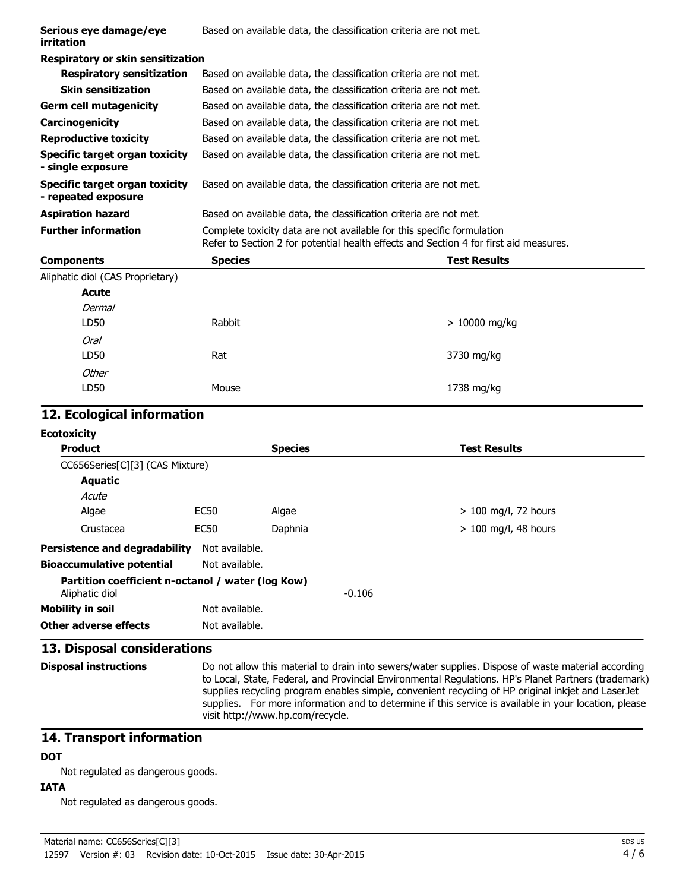| | |
|---|---|
| **Serious eye damage/eye irritation** | Based on available data, the classification criteria are not met. |
| **Respiratory or skin sensitization** | |
| **Respiratory sensitization** | Based on available data, the classification criteria are not met. |
| **Skin sensitization** | Based on available data, the classification criteria are not met. |
| **Germ cell mutagenicity** | Based on available data, the classification criteria are not met. |
| **Carcinogenicity** | Based on available data, the classification criteria are not met. |
| **Reproductive toxicity** | Based on available data, the classification criteria are not met. |
| **Specific target organ toxicity - single exposure** | Based on available data, the classification criteria are not met. |
| **Specific target organ toxicity - repeated exposure** | Based on available data, the classification criteria are not met. |
| **Aspiration hazard** | Based on available data, the classification criteria are not met. |
| **Further information** | Complete toxicity data are not available for this specific formulation<br>Refer to Section 2 for potential health effects and Section 4 for first aid measures. |

| Components | Species | Test Results |
|---|---|---|
| Aliphatic diol (CAS Proprietary) | | |
| **Acute** | | |
| *Dermal* | | |
| LD50 | Rabbit | > 10000 mg/kg |
| *Oral* | | |
| LD50 | Rat | 3730 mg/kg |
| *Other* | | |
| LD50 | Mouse | 1738 mg/kg |

## 12. Ecological information

**Ecotoxicity**

| Product | | Species | Test Results |
|---|---|---|---|
| CC656Series[C][3] (CAS Mixture) | | | |
| **Aquatic** | | | |
| *Acute* | | | |
| Algae | EC50 | Algae | > 100 mg/l, 72 hours |
| Crustacea | EC50 | Daphnia | > 100 mg/l, 48 hours |

**Persistence and degradability** Not available.

**Bioaccumulative potential** Not available.

**Partition coefficient n-octanol / water (log Kow)**

Aliphatic diol -0.106

**Mobility in soil** Not available.

**Other adverse effects** Not available.

## 13. Disposal considerations

**Disposal instructions** Do not allow this material to drain into sewers/water supplies. Dispose of waste material according to Local, State, Federal, and Provincial Environmental Regulations. HP's Planet Partners (trademark) supplies recycling program enables simple, convenient recycling of HP original inkjet and LaserJet supplies. For more information and to determine if this service is available in your location, please visit http://www.hp.com/recycle.

## 14. Transport information

**DOT**

Not regulated as dangerous goods.

**IATA**

Not regulated as dangerous goods.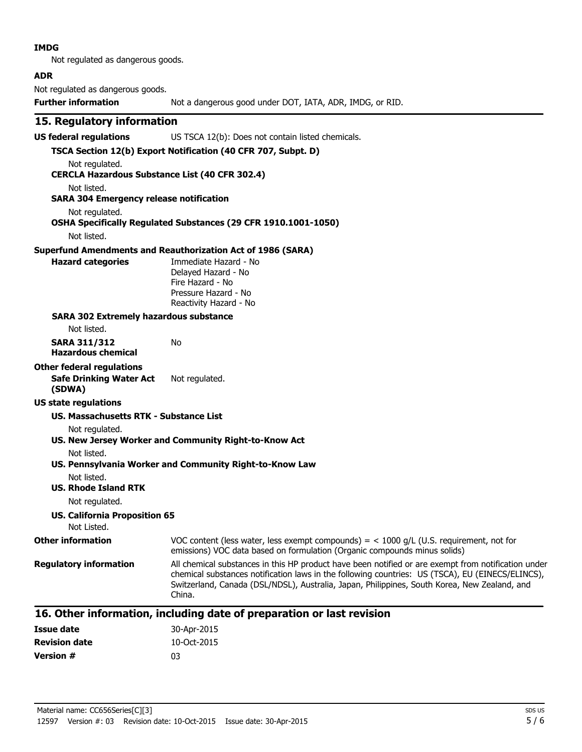**IMDG**

Not regulated as dangerous goods.

**ADR**

Not regulated as dangerous goods.

**Further information** Not a dangerous good under DOT, IATA, ADR, IMDG, or RID.

## 15. Regulatory information

**US federal regulations** US TSCA 12(b): Does not contain listed chemicals.

**TSCA Section 12(b) Export Notification (40 CFR 707, Subpt. D)**

Not regulated.

**CERCLA Hazardous Substance List (40 CFR 302.4)**

Not listed.

**SARA 304 Emergency release notification**

Not regulated.

**OSHA Specifically Regulated Substances (29 CFR 1910.1001-1050)**

Not listed.

**Superfund Amendments and Reauthorization Act of 1986 (SARA)**

**Hazard categories**
- Immediate Hazard - No
- Delayed Hazard - No
- Fire Hazard - No
- Pressure Hazard - No
- Reactivity Hazard - No

**SARA 302 Extremely hazardous substance**

Not listed.

**SARA 311/312 Hazardous chemical** No

**Other federal regulations**

**Safe Drinking Water Act (SDWA)** Not regulated.

**US state regulations**

**US. Massachusetts RTK - Substance List**

Not regulated.

**US. New Jersey Worker and Community Right-to-Know Act**

Not listed.

**US. Pennsylvania Worker and Community Right-to-Know Law**

Not listed.

**US. Rhode Island RTK**

Not regulated.

**US. California Proposition 65**

Not Listed.

**Other information** VOC content (less water, less exempt compounds) = < 1000 g/L (U.S. requirement, not for emissions) VOC data based on formulation (Organic compounds minus solids)

**Regulatory information** All chemical substances in this HP product have been notified or are exempt from notification under chemical substances notification laws in the following countries: US (TSCA), EU (EINECS/ELINCS), Switzerland, Canada (DSL/NDSL), Australia, Japan, Philippines, South Korea, New Zealand, and China.

## 16. Other information, including date of preparation or last revision

**Issue date** 30-Apr-2015

**Revision date** 10-Oct-2015

**Version #** 03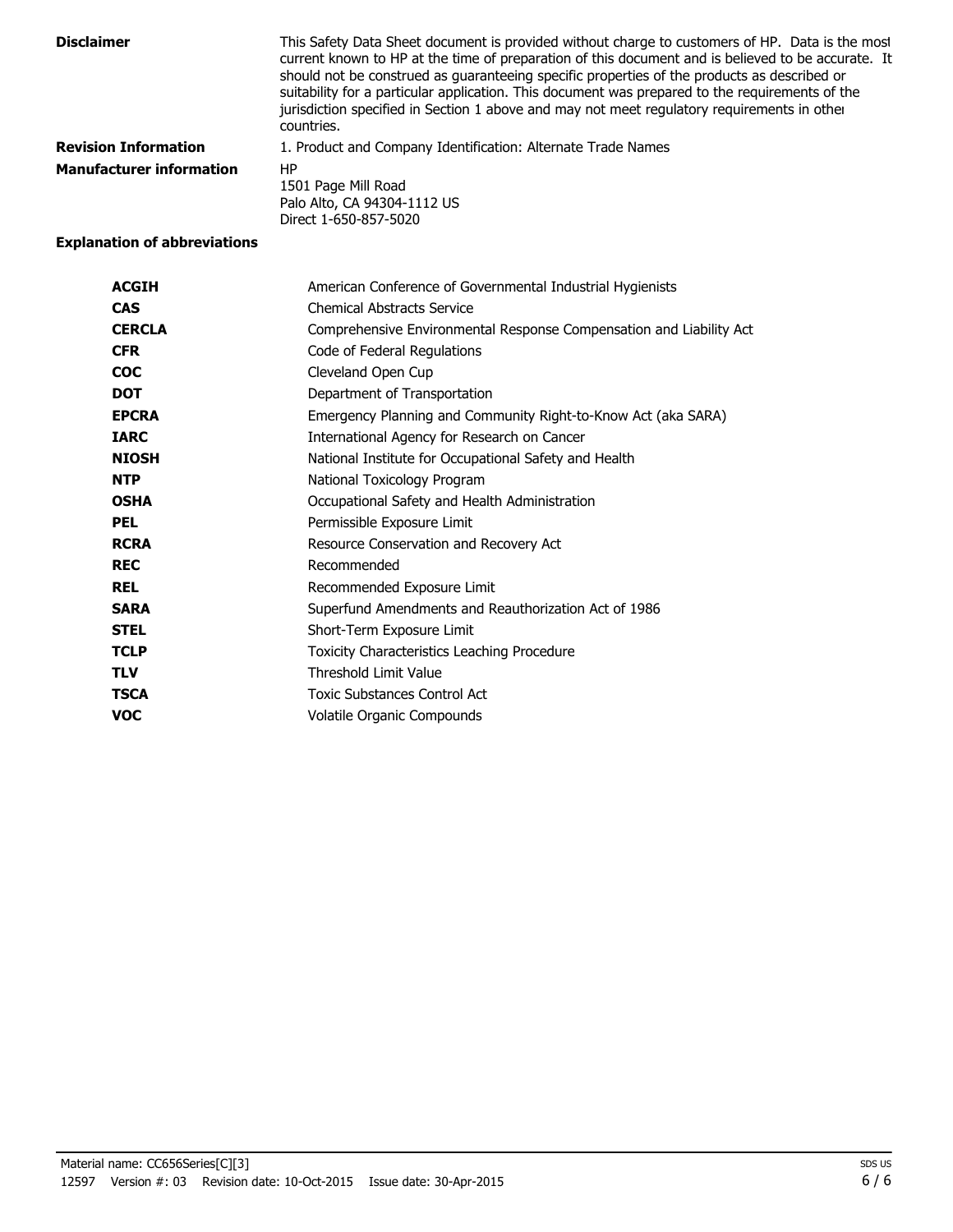**Disclaimer**

This Safety Data Sheet document is provided without charge to customers of HP. Data is the most current known to HP at the time of preparation of this document and is believed to be accurate. It should not be construed as guaranteeing specific properties of the products as described or suitability for a particular application. This document was prepared to the requirements of the jurisdiction specified in Section 1 above and may not meet regulatory requirements in other countries.

**Revision Information**

1. Product and Company Identification: Alternate Trade Names

**Manufacturer information**

HP
1501 Page Mill Road
Palo Alto, CA 94304-1112 US
Direct 1-650-857-5020

**Explanation of abbreviations**

| | |
|---|---|
| **ACGIH** | American Conference of Governmental Industrial Hygienists |
| **CAS** | Chemical Abstracts Service |
| **CERCLA** | Comprehensive Environmental Response Compensation and Liability Act |
| **CFR** | Code of Federal Regulations |
| **COC** | Cleveland Open Cup |
| **DOT** | Department of Transportation |
| **EPCRA** | Emergency Planning and Community Right-to-Know Act (aka SARA) |
| **IARC** | International Agency for Research on Cancer |
| **NIOSH** | National Institute for Occupational Safety and Health |
| **NTP** | National Toxicology Program |
| **OSHA** | Occupational Safety and Health Administration |
| **PEL** | Permissible Exposure Limit |
| **RCRA** | Resource Conservation and Recovery Act |
| **REC** | Recommended |
| **REL** | Recommended Exposure Limit |
| **SARA** | Superfund Amendments and Reauthorization Act of 1986 |
| **STEL** | Short-Term Exposure Limit |
| **TCLP** | Toxicity Characteristics Leaching Procedure |
| **TLV** | Threshold Limit Value |
| **TSCA** | Toxic Substances Control Act |
| **VOC** | Volatile Organic Compounds |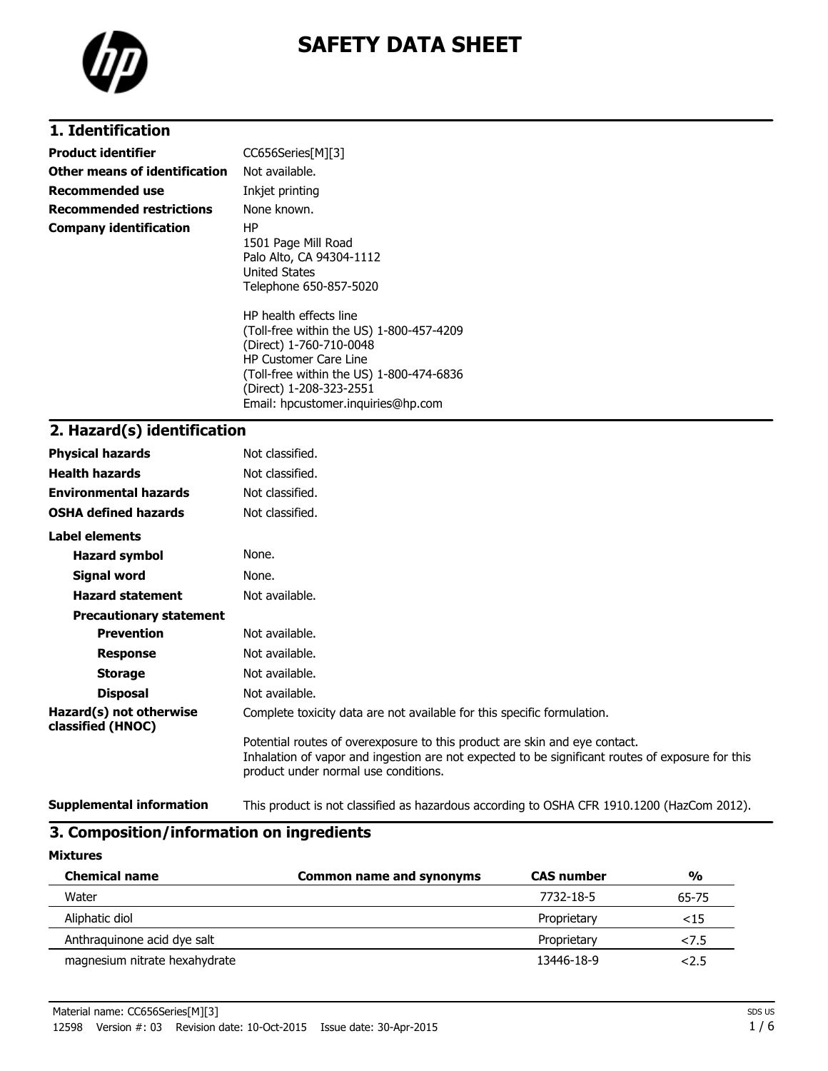# SAFETY DATA SHEET

## 1. Identification

| | |
|---|---|
| **Product identifier** | CC656Series[M][3] |
| **Other means of identification** | Not available. |
| **Recommended use** | Inkjet printing |
| **Recommended restrictions** | None known. |
| **Company identification** | HP<br>1501 Page Mill Road<br>Palo Alto, CA 94304-1112<br>United States<br>Telephone 650-857-5020<br><br>HP health effects line<br>(Toll-free within the US) 1-800-457-4209<br>(Direct) 1-760-710-0048<br>HP Customer Care Line<br>(Toll-free within the US) 1-800-474-6836<br>(Direct) 1-208-323-2551<br>Email: hpcustomer.inquiries@hp.com |

## 2. Hazard(s) identification

| | |
|---|---|
| **Physical hazards** | Not classified. |
| **Health hazards** | Not classified. |
| **Environmental hazards** | Not classified. |
| **OSHA defined hazards** | Not classified. |

**Label elements**

| | |
|---|---|
| **Hazard symbol** | None. |
| **Signal word** | None. |
| **Hazard statement** | Not available. |

**Precautionary statement**

| | |
|---|---|
| **Prevention** | Not available. |
| **Response** | Not available. |
| **Storage** | Not available. |
| **Disposal** | Not available. |

**Hazard(s) not otherwise classified (HNOC)**

Complete toxicity data are not available for this specific formulation.

Potential routes of overexposure to this product are skin and eye contact.
Inhalation of vapor and ingestion are not expected to be significant routes of exposure for this product under normal use conditions.

**Supplemental information**

This product is not classified as hazardous according to OSHA CFR 1910.1200 (HazCom 2012).

## 3. Composition/information on ingredients

**Mixtures**

| Chemical name | Common name and synonyms | CAS number | % |
|---|---|---|---|
| Water | | 7732-18-5 | 65-75 |
| Aliphatic diol | | Proprietary | <15 |
| Anthraquinone acid dye salt | | Proprietary | <7.5 |
| magnesium nitrate hexahydrate | | 13446-18-9 | <2.5 |

Material name: CC656Series[M][3]

12598 Version #: 03 Revision date: 10-Oct-2015 Issue date: 30-Apr-2015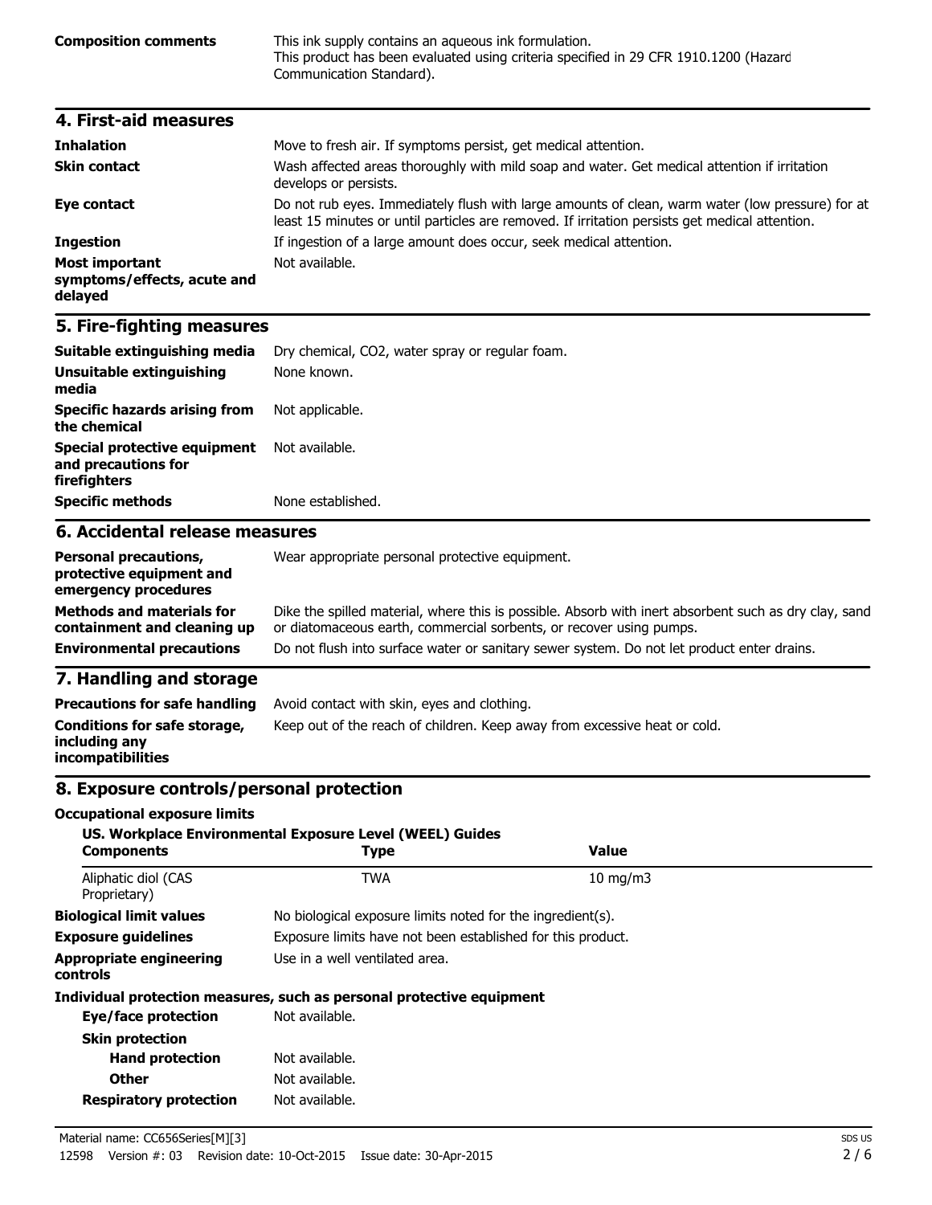**Composition comments** This ink supply contains an aqueous ink formulation. This product has been evaluated using criteria specified in 29 CFR 1910.1200 (Hazard Communication Standard).

## 4. First-aid measures

**Inhalation** Move to fresh air. If symptoms persist, get medical attention.

**Skin contact** Wash affected areas thoroughly with mild soap and water. Get medical attention if irritation develops or persists.

**Eye contact** Do not rub eyes. Immediately flush with large amounts of clean, warm water (low pressure) for at least 15 minutes or until particles are removed. If irritation persists get medical attention.

**Ingestion** If ingestion of a large amount does occur, seek medical attention.

**Most important symptoms/effects, acute and delayed** Not available.

## 5. Fire-fighting measures

**Suitable extinguishing media** Dry chemical, CO2, water spray or regular foam.

**Unsuitable extinguishing media** None known.

**Specific hazards arising from the chemical** Not applicable.

**Special protective equipment and precautions for firefighters** Not available.

**Specific methods** None established.

## 6. Accidental release measures

**Personal precautions, protective equipment and emergency procedures** Wear appropriate personal protective equipment.

**Methods and materials for containment and cleaning up** Dike the spilled material, where this is possible. Absorb with inert absorbent such as dry clay, sand or diatomaceous earth, commercial sorbents, or recover using pumps.

**Environmental precautions** Do not flush into surface water or sanitary sewer system. Do not let product enter drains.

## 7. Handling and storage

**Precautions for safe handling** Avoid contact with skin, eyes and clothing.

**Conditions for safe storage, including any incompatibilities** Keep out of the reach of children. Keep away from excessive heat or cold.

## 8. Exposure controls/personal protection

**Occupational exposure limits**

**US. Workplace Environmental Exposure Level (WEEL) Guides**

| Components | Type | Value |
|---|---|---|
| Aliphatic diol (CAS Proprietary) | TWA | 10 mg/m3 |

**Biological limit values** No biological exposure limits noted for the ingredient(s).

**Exposure guidelines** Exposure limits have not been established for this product.

**Appropriate engineering controls** Use in a well ventilated area.

**Individual protection measures, such as personal protective equipment**

**Eye/face protection** Not available.

**Skin protection**

**Hand protection** Not available.

**Other** Not available.

**Respiratory protection** Not available.

Material name: CC656Series[M][3]

12598 Version #: 03 Revision date: 10-Oct-2015 Issue date: 30-Apr-2015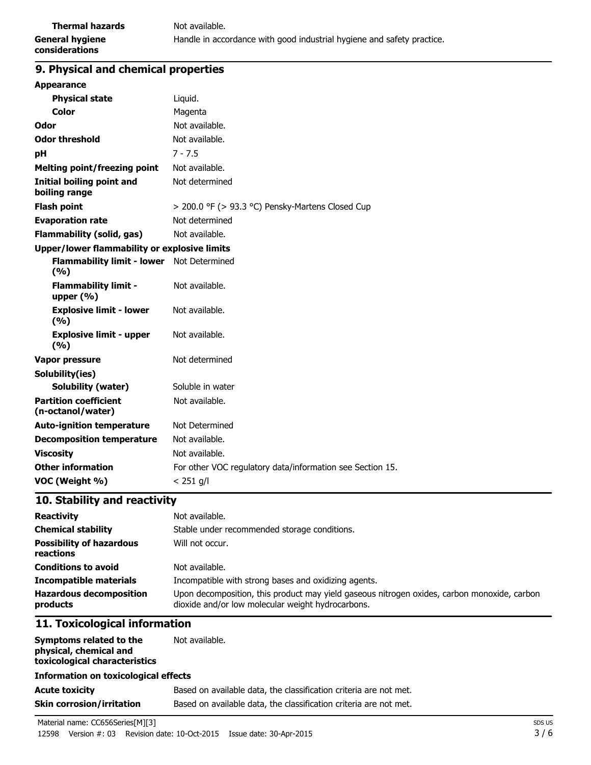| | |
|---|---|
| **Thermal hazards** | Not available. |
| **General hygiene considerations** | Handle in accordance with good industrial hygiene and safety practice. |

## 9. Physical and chemical properties

| | |
|---|---|
| **Appearance** | |
| **Physical state** | Liquid. |
| **Color** | Magenta |
| **Odor** | Not available. |
| **Odor threshold** | Not available. |
| **pH** | 7 - 7.5 |
| **Melting point/freezing point** | Not available. |
| **Initial boiling point and boiling range** | Not determined |
| **Flash point** | > 200.0 °F (> 93.3 °C) Pensky-Martens Closed Cup |
| **Evaporation rate** | Not determined |
| **Flammability (solid, gas)** | Not available. |
| **Upper/lower flammability or explosive limits** | |
| **Flammability limit - lower (%)** | Not Determined |
| **Flammability limit - upper (%)** | Not available. |
| **Explosive limit - lower (%)** | Not available. |
| **Explosive limit - upper (%)** | Not available. |
| **Vapor pressure** | Not determined |
| **Solubility(ies)** | |
| **Solubility (water)** | Soluble in water |
| **Partition coefficient (n-octanol/water)** | Not available. |
| **Auto-ignition temperature** | Not Determined |
| **Decomposition temperature** | Not available. |
| **Viscosity** | Not available. |
| **Other information** | For other VOC regulatory data/information see Section 15. |
| **VOC (Weight %)** | < 251 g/l |

## 10. Stability and reactivity

| | |
|---|---|
| **Reactivity** | Not available. |
| **Chemical stability** | Stable under recommended storage conditions. |
| **Possibility of hazardous reactions** | Will not occur. |
| **Conditions to avoid** | Not available. |
| **Incompatible materials** | Incompatible with strong bases and oxidizing agents. |
| **Hazardous decomposition products** | Upon decomposition, this product may yield gaseous nitrogen oxides, carbon monoxide, carbon dioxide and/or low molecular weight hydrocarbons. |

## 11. Toxicological information

| | |
|---|---|
| **Symptoms related to the physical, chemical and toxicological characteristics** | Not available. |
| **Information on toxicological effects** | |
| **Acute toxicity** | Based on available data, the classification criteria are not met. |
| **Skin corrosion/irritation** | Based on available data, the classification criteria are not met. |

Material name: CC656Series[M][3]

12598 Version #: 03 Revision date: 10-Oct-2015 Issue date: 30-Apr-2015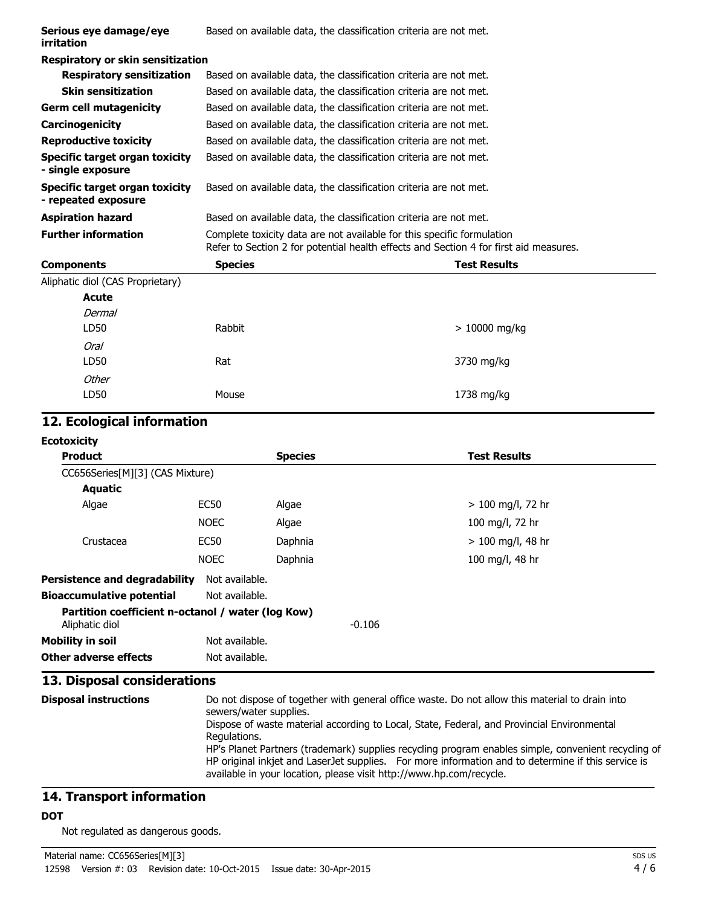| | |
|---|---|
| **Serious eye damage/eye irritation** | Based on available data, the classification criteria are not met. |
| **Respiratory or skin sensitization** | |
| **Respiratory sensitization** | Based on available data, the classification criteria are not met. |
| **Skin sensitization** | Based on available data, the classification criteria are not met. |
| **Germ cell mutagenicity** | Based on available data, the classification criteria are not met. |
| **Carcinogenicity** | Based on available data, the classification criteria are not met. |
| **Reproductive toxicity** | Based on available data, the classification criteria are not met. |
| **Specific target organ toxicity - single exposure** | Based on available data, the classification criteria are not met. |
| **Specific target organ toxicity - repeated exposure** | Based on available data, the classification criteria are not met. |
| **Aspiration hazard** | Based on available data, the classification criteria are not met. |
| **Further information** | Complete toxicity data are not available for this specific formulation<br>Refer to Section 2 for potential health effects and Section 4 for first aid measures. |

| Components | Species | Test Results |
|---|---|---|
| Aliphatic diol (CAS Proprietary) | | |
| **Acute** | | |
| *Dermal* | | |
| LD50 | Rabbit | > 10000 mg/kg |
| *Oral* | | |
| LD50 | Rat | 3730 mg/kg |
| *Other* | | |
| LD50 | Mouse | 1738 mg/kg |

## 12. Ecological information

**Ecotoxicity**

| Product | | Species | Test Results |
|---|---|---|---|
| CC656Series[M][3] (CAS Mixture) | | | |
| **Aquatic** | | | |
| Algae | EC50 | Algae | > 100 mg/l, 72 hr |
| | NOEC | Algae | 100 mg/l, 72 hr |
| Crustacea | EC50 | Daphnia | > 100 mg/l, 48 hr |
| | NOEC | Daphnia | 100 mg/l, 48 hr |

**Persistence and degradability** Not available.

**Bioaccumulative potential** Not available.

**Partition coefficient n-octanol / water (log Kow)**

Aliphatic diol -0.106

**Mobility in soil** Not available.

**Other adverse effects** Not available.

## 13. Disposal considerations

**Disposal instructions**

Do not dispose of together with general office waste. Do not allow this material to drain into sewers/water supplies.

Dispose of waste material according to Local, State, Federal, and Provincial Environmental Regulations.

HP's Planet Partners (trademark) supplies recycling program enables simple, convenient recycling of HP original inkjet and LaserJet supplies. For more information and to determine if this service is available in your location, please visit http://www.hp.com/recycle.

## 14. Transport information

**DOT**

Not regulated as dangerous goods.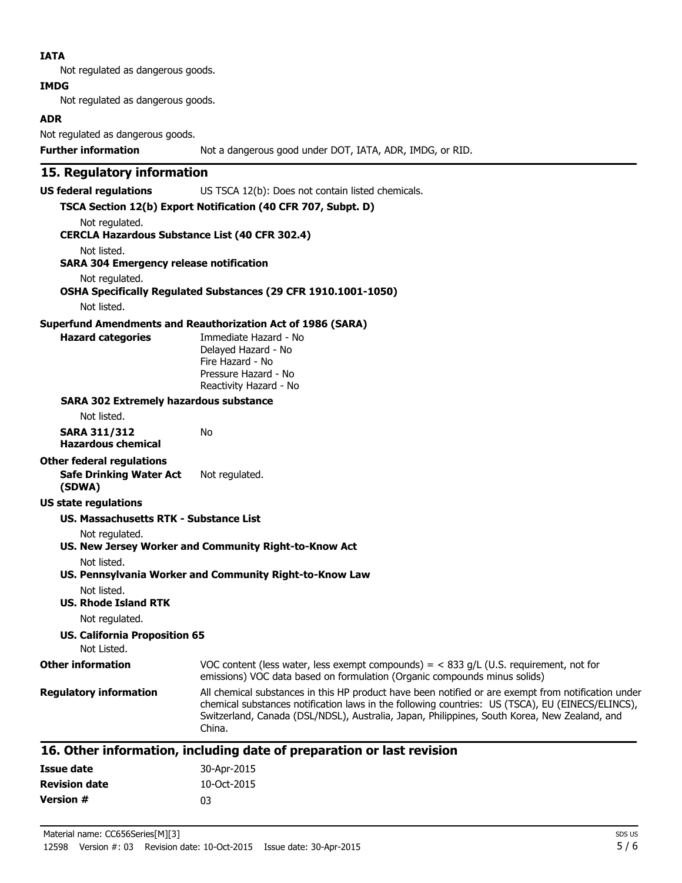**IATA**

Not regulated as dangerous goods.

**IMDG**

Not regulated as dangerous goods.

**ADR**

Not regulated as dangerous goods.

**Further information** Not a dangerous good under DOT, IATA, ADR, IMDG, or RID.

## 15. Regulatory information

**US federal regulations** US TSCA 12(b): Does not contain listed chemicals.

**TSCA Section 12(b) Export Notification (40 CFR 707, Subpt. D)**

Not regulated.

**CERCLA Hazardous Substance List (40 CFR 302.4)**

Not listed.

**SARA 304 Emergency release notification**

Not regulated.

**OSHA Specifically Regulated Substances (29 CFR 1910.1001-1050)**

Not listed.

**Superfund Amendments and Reauthorization Act of 1986 (SARA)**

**Hazard categories**
Immediate Hazard - No
Delayed Hazard - No
Fire Hazard - No
Pressure Hazard - No
Reactivity Hazard - No

**SARA 302 Extremely hazardous substance**

Not listed.

**SARA 311/312 Hazardous chemical** No

**Other federal regulations**

**Safe Drinking Water Act (SDWA)** Not regulated.

**US state regulations**

**US. Massachusetts RTK - Substance List**

Not regulated.

**US. New Jersey Worker and Community Right-to-Know Act**

Not listed.

**US. Pennsylvania Worker and Community Right-to-Know Law**

Not listed.

**US. Rhode Island RTK**

Not regulated.

**US. California Proposition 65**

Not Listed.

**Other information** VOC content (less water, less exempt compounds) = < 833 g/L (U.S. requirement, not for emissions) VOC data based on formulation (Organic compounds minus solids)

**Regulatory information** All chemical substances in this HP product have been notified or are exempt from notification under chemical substances notification laws in the following countries: US (TSCA), EU (EINECS/ELINCS), Switzerland, Canada (DSL/NDSL), Australia, Japan, Philippines, South Korea, New Zealand, and China.

## 16. Other information, including date of preparation or last revision

**Issue date** 30-Apr-2015

**Revision date** 10-Oct-2015

**Version #** 03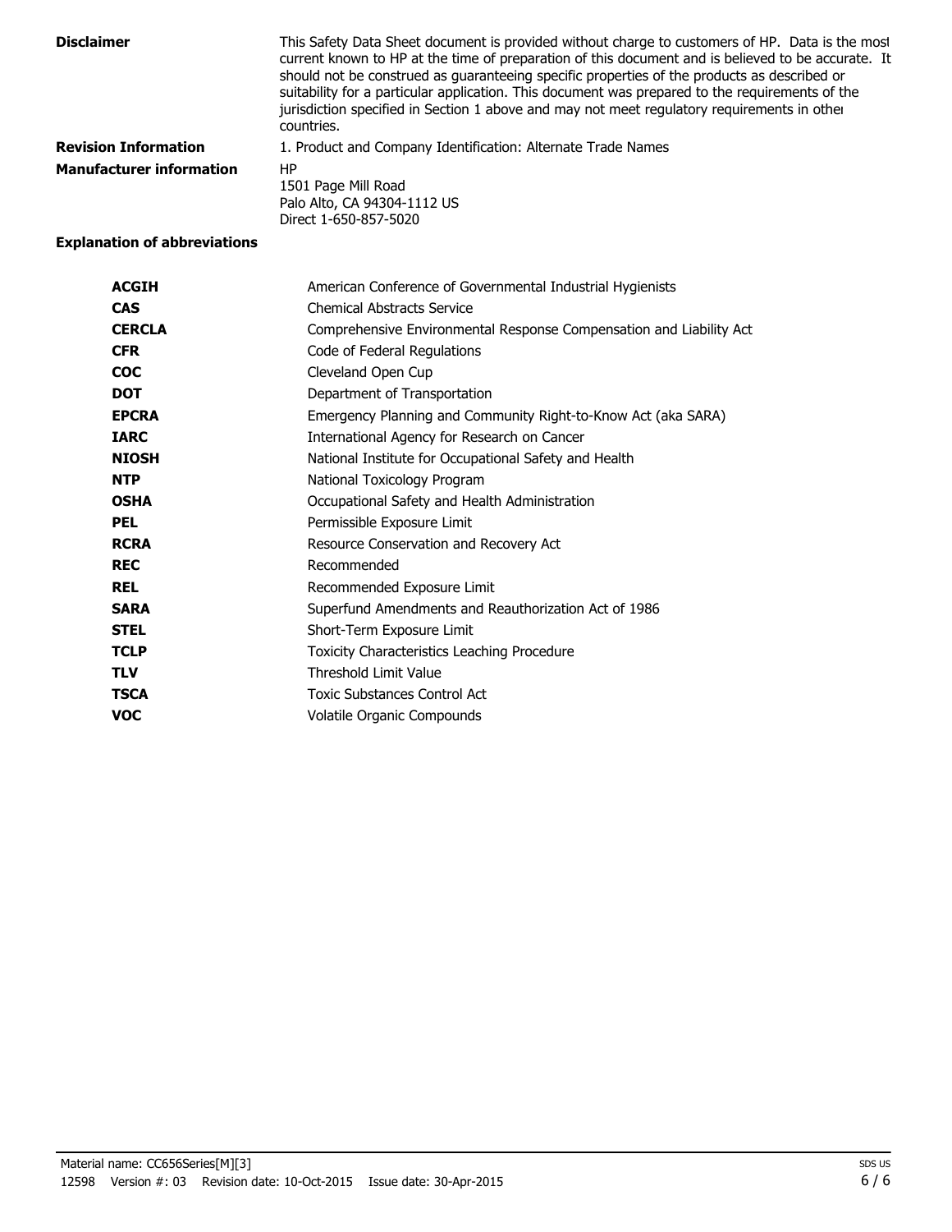**Disclaimer**

This Safety Data Sheet document is provided without charge to customers of HP. Data is the most current known to HP at the time of preparation of this document and is believed to be accurate. It should not be construed as guaranteeing specific properties of the products as described or suitability for a particular application. This document was prepared to the requirements of the jurisdiction specified in Section 1 above and may not meet regulatory requirements in other countries.

**Revision Information**

1. Product and Company Identification: Alternate Trade Names

**Manufacturer information**

HP
1501 Page Mill Road
Palo Alto, CA 94304-1112 US
Direct 1-650-857-5020

**Explanation of abbreviations**

| | |
|---|---|
| **ACGIH** | American Conference of Governmental Industrial Hygienists |
| **CAS** | Chemical Abstracts Service |
| **CERCLA** | Comprehensive Environmental Response Compensation and Liability Act |
| **CFR** | Code of Federal Regulations |
| **COC** | Cleveland Open Cup |
| **DOT** | Department of Transportation |
| **EPCRA** | Emergency Planning and Community Right-to-Know Act (aka SARA) |
| **IARC** | International Agency for Research on Cancer |
| **NIOSH** | National Institute for Occupational Safety and Health |
| **NTP** | National Toxicology Program |
| **OSHA** | Occupational Safety and Health Administration |
| **PEL** | Permissible Exposure Limit |
| **RCRA** | Resource Conservation and Recovery Act |
| **REC** | Recommended |
| **REL** | Recommended Exposure Limit |
| **SARA** | Superfund Amendments and Reauthorization Act of 1986 |
| **STEL** | Short-Term Exposure Limit |
| **TCLP** | Toxicity Characteristics Leaching Procedure |
| **TLV** | Threshold Limit Value |
| **TSCA** | Toxic Substances Control Act |
| **VOC** | Volatile Organic Compounds |